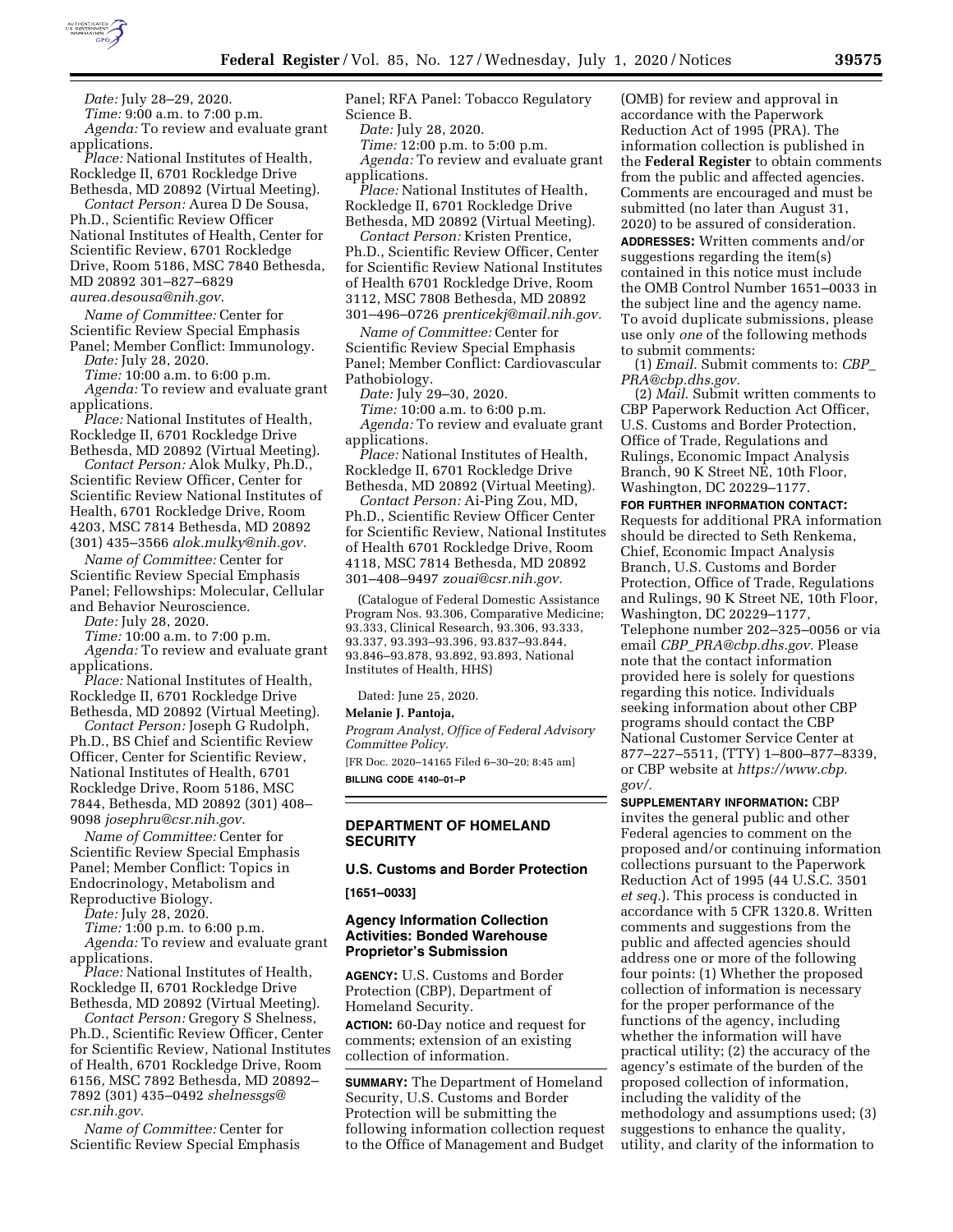*Date:* July 28–29, 2020.

*Time:* 9:00 a.m. to 7:00 p.m.

*Agenda:* To review and evaluate grant applications.

*Place:* National Institutes of Health, Rockledge II, 6701 Rockledge Drive Bethesda, MD 20892 (Virtual Meeting).

*Contact Person:* Aurea D De Sousa, Ph.D., Scientific Review Officer National Institutes of Health, Center for Scientific Review, 6701 Rockledge Drive, Room 5186, MSC 7840 Bethesda, MD 20892 301–827–6829 *aurea.desousa@nih.gov.*

*Name of Committee:* Center for Scientific Review Special Emphasis Panel; Member Conflict: Immunology.

*Date:* July 28, 2020.

*Time:* 10:00 a.m. to 6:00 p.m.

*Agenda:* To review and evaluate grant applications.

*Place:* National Institutes of Health, Rockledge II, 6701 Rockledge Drive Bethesda, MD 20892 (Virtual Meeting).

*Contact Person:* Alok Mulky, Ph.D., Scientific Review Officer, Center for Scientific Review National Institutes of Health, 6701 Rockledge Drive, Room 4203, MSC 7814 Bethesda, MD 20892 (301) 435–3566 *alok.mulky@nih.gov.*

*Name of Committee:* Center for Scientific Review Special Emphasis Panel; Fellowships: Molecular, Cellular and Behavior Neuroscience.

*Date:* July 28, 2020.

*Time:* 10:00 a.m. to 7:00 p.m.

*Agenda:* To review and evaluate grant applications.

*Place:* National Institutes of Health, Rockledge II, 6701 Rockledge Drive Bethesda, MD 20892 (Virtual Meeting).

*Contact Person:* Joseph G Rudolph, Ph.D., BS Chief and Scientific Review Officer, Center for Scientific Review, National Institutes of Health, 6701 Rockledge Drive, Room 5186, MSC 7844, Bethesda, MD 20892 (301) 408–9098 *josephru@csr.nih.gov.*

*Name of Committee:* Center for Scientific Review Special Emphasis Panel; Member Conflict: Topics in Endocrinology, Metabolism and Reproductive Biology.

*Date:* July 28, 2020.

*Time:* 1:00 p.m. to 6:00 p.m.

*Agenda:* To review and evaluate grant applications.

*Place:* National Institutes of Health, Rockledge II, 6701 Rockledge Drive Bethesda, MD 20892 (Virtual Meeting).

*Contact Person:* Gregory S Shelness, Ph.D., Scientific Review Officer, Center for Scientific Review, National Institutes of Health, 6701 Rockledge Drive, Room 6156, MSC 7892 Bethesda, MD 20892–7892 (301) 435–0492 *shelnessgs@csr.nih.gov.*

*Name of Committee:* Center for Scientific Review Special Emphasis Panel; RFA Panel: Tobacco Regulatory Science B.

*Date:* July 28, 2020.

*Time:* 12:00 p.m. to 5:00 p.m.

*Agenda:* To review and evaluate grant applications.

*Place:* National Institutes of Health, Rockledge II, 6701 Rockledge Drive Bethesda, MD 20892 (Virtual Meeting).

*Contact Person:* Kristen Prentice, Ph.D., Scientific Review Officer, Center for Scientific Review National Institutes of Health 6701 Rockledge Drive, Room 3112, MSC 7808 Bethesda, MD 20892 301–496–0726 *prenticekj@mail.nih.gov.*

*Name of Committee:* Center for Scientific Review Special Emphasis Panel; Member Conflict: Cardiovascular Pathobiology.

*Date:* July 29–30, 2020.

*Time:* 10:00 a.m. to 6:00 p.m.

*Agenda:* To review and evaluate grant applications.

*Place:* National Institutes of Health, Rockledge II, 6701 Rockledge Drive Bethesda, MD 20892 (Virtual Meeting).

*Contact Person:* Ai-Ping Zou, MD, Ph.D., Scientific Review Officer Center for Scientific Review, National Institutes of Health 6701 Rockledge Drive, Room 4118, MSC 7814 Bethesda, MD 20892 301–408–9497 *zouai@csr.nih.gov.*

(Catalogue of Federal Domestic Assistance Program Nos. 93.306, Comparative Medicine; 93.333, Clinical Research, 93.306, 93.333, 93.337, 93.393–93.396, 93.837–93.844, 93.846–93.878, 93.892, 93.893, National Institutes of Health, HHS)

Dated: June 25, 2020.

**Melanie J. Pantoja,**

*Program Analyst, Office of Federal Advisory Committee Policy.*

[FR Doc. 2020–14165 Filed 6–30–20; 8:45 am]

**BILLING CODE 4140–01–P**

## DEPARTMENT OF HOMELAND SECURITY

### U.S. Customs and Border Protection

**[1651–0033]**

### Agency Information Collection Activities: Bonded Warehouse Proprietor's Submission

**AGENCY:** U.S. Customs and Border Protection (CBP), Department of Homeland Security.

**ACTION:** 60-Day notice and request for comments; extension of an existing collection of information.

**SUMMARY:** The Department of Homeland Security, U.S. Customs and Border Protection will be submitting the following information collection request to the Office of Management and Budget (OMB) for review and approval in accordance with the Paperwork Reduction Act of 1995 (PRA). The information collection is published in the **Federal Register** to obtain comments from the public and affected agencies. Comments are encouraged and must be submitted (no later than August 31, 2020) to be assured of consideration.

**ADDRESSES:** Written comments and/or suggestions regarding the item(s) contained in this notice must include the OMB Control Number 1651–0033 in the subject line and the agency name. To avoid duplicate submissions, please use only *one* of the following methods to submit comments:

(1) *Email.* Submit comments to: *CBP_PRA@cbp.dhs.gov.*

(2) *Mail.* Submit written comments to CBP Paperwork Reduction Act Officer, U.S. Customs and Border Protection, Office of Trade, Regulations and Rulings, Economic Impact Analysis Branch, 90 K Street NE, 10th Floor, Washington, DC 20229–1177.

**FOR FURTHER INFORMATION CONTACT:** Requests for additional PRA information should be directed to Seth Renkema, Chief, Economic Impact Analysis Branch, U.S. Customs and Border Protection, Office of Trade, Regulations and Rulings, 90 K Street NE, 10th Floor, Washington, DC 20229–1177, Telephone number 202–325–0056 or via email *CBP_PRA@cbp.dhs.gov.* Please note that the contact information provided here is solely for questions regarding this notice. Individuals seeking information about other CBP programs should contact the CBP National Customer Service Center at 877–227–5511, (TTY) 1–800–877–8339, or CBP website at *https://www.cbp.gov/.*

**SUPPLEMENTARY INFORMATION:** CBP invites the general public and other Federal agencies to comment on the proposed and/or continuing information collections pursuant to the Paperwork Reduction Act of 1995 (44 U.S.C. 3501 *et seq.*). This process is conducted in accordance with 5 CFR 1320.8. Written comments and suggestions from the public and affected agencies should address one or more of the following four points: (1) Whether the proposed collection of information is necessary for the proper performance of the functions of the agency, including whether the information will have practical utility; (2) the accuracy of the agency's estimate of the burden of the proposed collection of information, including the validity of the methodology and assumptions used; (3) suggestions to enhance the quality, utility, and clarity of the information to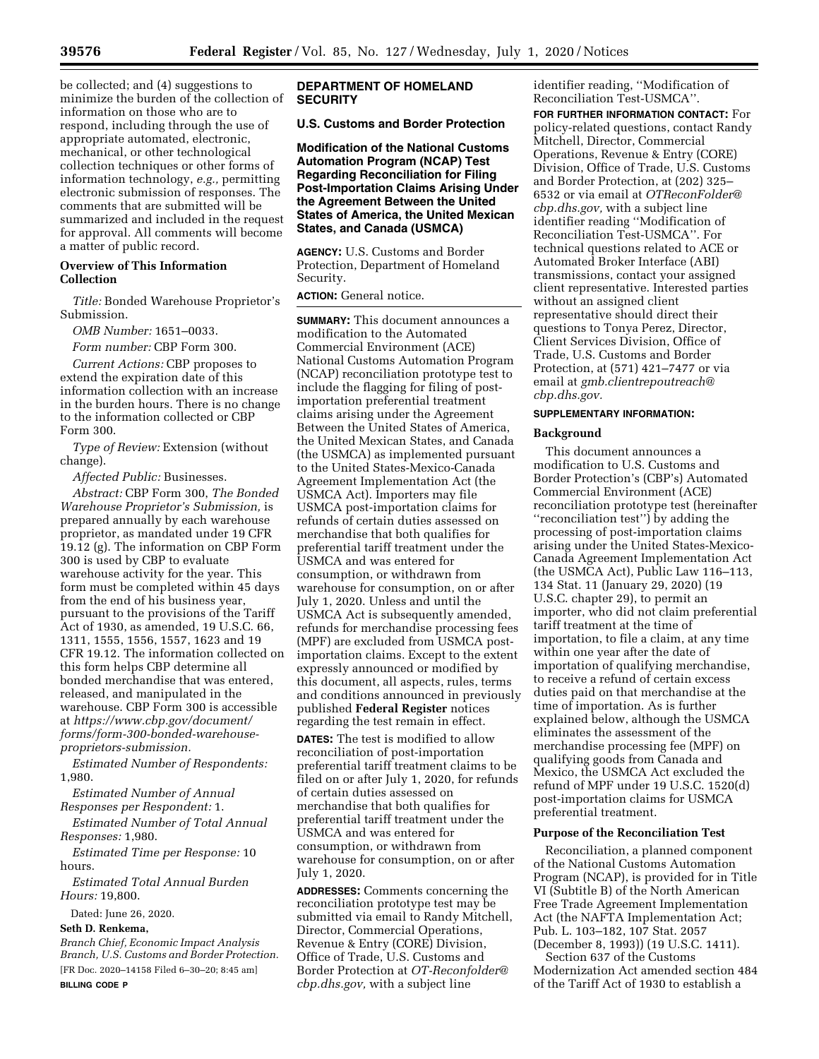be collected; and (4) suggestions to minimize the burden of the collection of information on those who are to respond, including through the use of appropriate automated, electronic, mechanical, or other technological collection techniques or other forms of information technology, *e.g.,* permitting electronic submission of responses. The comments that are submitted will be summarized and included in the request for approval. All comments will become a matter of public record.

**Overview of This Information Collection**

*Title:* Bonded Warehouse Proprietor's Submission.

*OMB Number:* 1651–0033.

*Form number:* CBP Form 300.

*Current Actions:* CBP proposes to extend the expiration date of this information collection with an increase in the burden hours. There is no change to the information collected or CBP Form 300.

*Type of Review:* Extension (without change).

*Affected Public:* Businesses.

*Abstract:* CBP Form 300, *The Bonded Warehouse Proprietor's Submission,* is prepared annually by each warehouse proprietor, as mandated under 19 CFR 19.12 (g). The information on CBP Form 300 is used by CBP to evaluate warehouse activity for the year. This form must be completed within 45 days from the end of his business year, pursuant to the provisions of the Tariff Act of 1930, as amended, 19 U.S.C. 66, 1311, 1555, 1556, 1557, 1623 and 19 CFR 19.12. The information collected on this form helps CBP determine all bonded merchandise that was entered, released, and manipulated in the warehouse. CBP Form 300 is accessible at *https://www.cbp.gov/document/forms/form-300-bonded-warehouse-proprietors-submission.*

*Estimated Number of Respondents:* 1,980.

*Estimated Number of Annual Responses per Respondent:* 1.

*Estimated Number of Total Annual Responses:* 1,980.

*Estimated Time per Response:* 10 hours.

*Estimated Total Annual Burden Hours:* 19,800.

Dated: June 26, 2020.

**Seth D. Renkema,**

*Branch Chief, Economic Impact Analysis Branch, U.S. Customs and Border Protection.*

[FR Doc. 2020–14158 Filed 6–30–20; 8:45 am]

**BILLING CODE P**

## DEPARTMENT OF HOMELAND SECURITY

### U.S. Customs and Border Protection

### Modification of the National Customs Automation Program (NCAP) Test Regarding Reconciliation for Filing Post-Importation Claims Arising Under the Agreement Between the United States of America, the United Mexican States, and Canada (USMCA)

**AGENCY:** U.S. Customs and Border Protection, Department of Homeland Security.

**ACTION:** General notice.

**SUMMARY:** This document announces a modification to the Automated Commercial Environment (ACE) National Customs Automation Program (NCAP) reconciliation prototype test to include the flagging for filing of post-importation preferential treatment claims arising under the Agreement Between the United States of America, the United Mexican States, and Canada (the USMCA) as implemented pursuant to the United States-Mexico-Canada Agreement Implementation Act (the USMCA Act). Importers may file USMCA post-importation claims for refunds of certain duties assessed on merchandise that both qualifies for preferential tariff treatment under the USMCA and was entered for consumption, or withdrawn from warehouse for consumption, on or after July 1, 2020. Unless and until the USMCA Act is subsequently amended, refunds for merchandise processing fees (MPF) are excluded from USMCA post-importation claims. Except to the extent expressly announced or modified by this document, all aspects, rules, terms and conditions announced in previously published **Federal Register** notices regarding the test remain in effect.

**DATES:** The test is modified to allow reconciliation of post-importation preferential tariff treatment claims to be filed on or after July 1, 2020, for refunds of certain duties assessed on merchandise that both qualifies for preferential tariff treatment under the USMCA and was entered for consumption, or withdrawn from warehouse for consumption, on or after July 1, 2020.

**ADDRESSES:** Comments concerning the reconciliation prototype test may be submitted via email to Randy Mitchell, Director, Commercial Operations, Revenue & Entry (CORE) Division, Office of Trade, U.S. Customs and Border Protection at *OT-Reconfolder@cbp.dhs.gov,* with a subject line identifier reading, ''Modification of Reconciliation Test-USMCA''.

**FOR FURTHER INFORMATION CONTACT:** For policy-related questions, contact Randy Mitchell, Director, Commercial Operations, Revenue & Entry (CORE) Division, Office of Trade, U.S. Customs and Border Protection, at (202) 325–6532 or via email at *OTReconFolder@cbp.dhs.gov,* with a subject line identifier reading ''Modification of Reconciliation Test-USMCA''. For technical questions related to ACE or Automated Broker Interface (ABI) transmissions, contact your assigned client representative. Interested parties without an assigned client representative should direct their questions to Tonya Perez, Director, Client Services Division, Office of Trade, U.S. Customs and Border Protection, at (571) 421–7477 or via email at *gmb.clientrepoutreach@cbp.dhs.gov.*

**SUPPLEMENTARY INFORMATION:**

**Background**

This document announces a modification to U.S. Customs and Border Protection's (CBP's) Automated Commercial Environment (ACE) reconciliation prototype test (hereinafter ''reconciliation test'') by adding the processing of post-importation claims arising under the United States-Mexico-Canada Agreement Implementation Act (the USMCA Act), Public Law 116–113, 134 Stat. 11 (January 29, 2020) (19 U.S.C. chapter 29), to permit an importer, who did not claim preferential tariff treatment at the time of importation, to file a claim, at any time within one year after the date of importation of qualifying merchandise, to receive a refund of certain excess duties paid on that merchandise at the time of importation. As is further explained below, although the USMCA eliminates the assessment of the merchandise processing fee (MPF) on qualifying goods from Canada and Mexico, the USMCA Act excluded the refund of MPF under 19 U.S.C. 1520(d) post-importation claims for USMCA preferential treatment.

**Purpose of the Reconciliation Test**

Reconciliation, a planned component of the National Customs Automation Program (NCAP), is provided for in Title VI (Subtitle B) of the North American Free Trade Agreement Implementation Act (the NAFTA Implementation Act; Pub. L. 103–182, 107 Stat. 2057 (December 8, 1993)) (19 U.S.C. 1411).

Section 637 of the Customs Modernization Act amended section 484 of the Tariff Act of 1930 to establish a